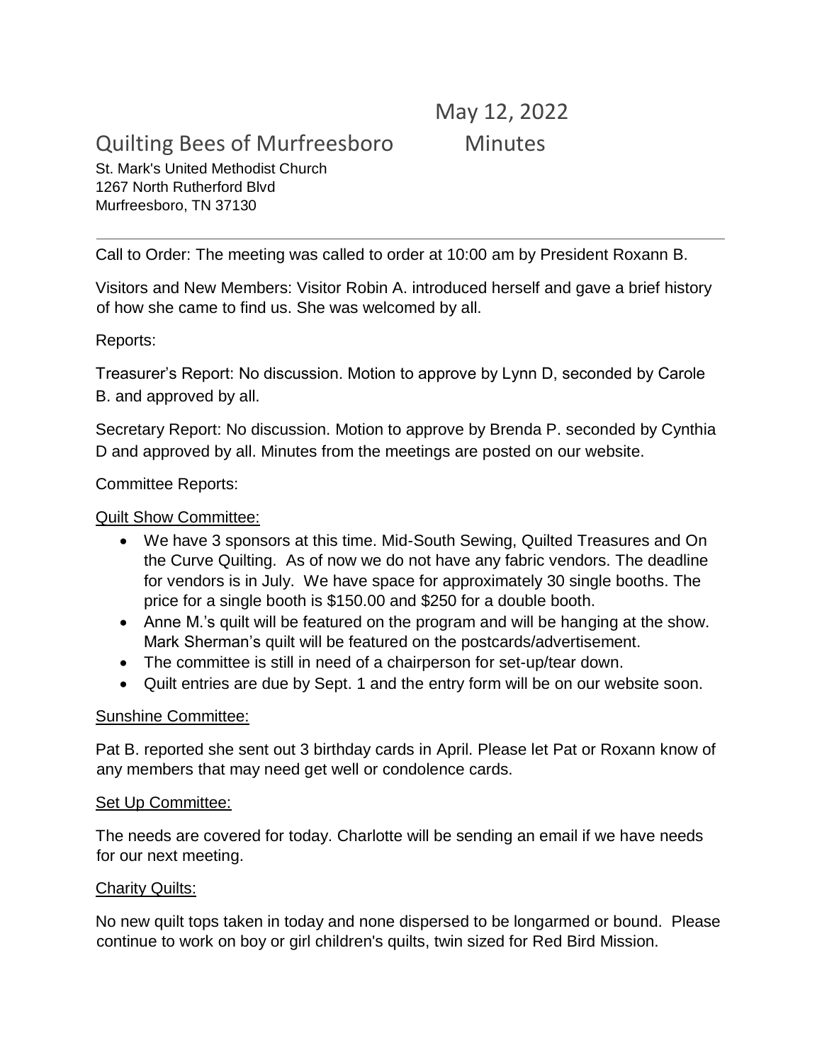May 12, 2022

# Quilting Bees of Murfreesboro Minutes

St. Mark's United Methodist Church
1267 North Rutherford Blvd
Murfreesboro, TN 37130

---

Call to Order: The meeting was called to order at 10:00 am by President Roxann B.

Visitors and New Members: Visitor Robin A. introduced herself and gave a brief history of how she came to find us. She was welcomed by all.

Reports:

Treasurer's Report: No discussion. Motion to approve by Lynn D, seconded by Carole B. and approved by all.

Secretary Report: No discussion. Motion to approve by Brenda P. seconded by Cynthia D and approved by all. Minutes from the meetings are posted on our website.

Committee Reports:

Quilt Show Committee:

- We have 3 sponsors at this time. Mid-South Sewing, Quilted Treasures and On the Curve Quilting. As of now we do not have any fabric vendors. The deadline for vendors is in July. We have space for approximately 30 single booths. The price for a single booth is $150.00 and $250 for a double booth.
- Anne M.'s quilt will be featured on the program and will be hanging at the show. Mark Sherman's quilt will be featured on the postcards/advertisement.
- The committee is still in need of a chairperson for set-up/tear down.
- Quilt entries are due by Sept. 1 and the entry form will be on our website soon.

Sunshine Committee:

Pat B. reported she sent out 3 birthday cards in April. Please let Pat or Roxann know of any members that may need get well or condolence cards.

Set Up Committee:

The needs are covered for today. Charlotte will be sending an email if we have needs for our next meeting.

Charity Quilts:

No new quilt tops taken in today and none dispersed to be longarmed or bound. Please continue to work on boy or girl children's quilts, twin sized for Red Bird Mission.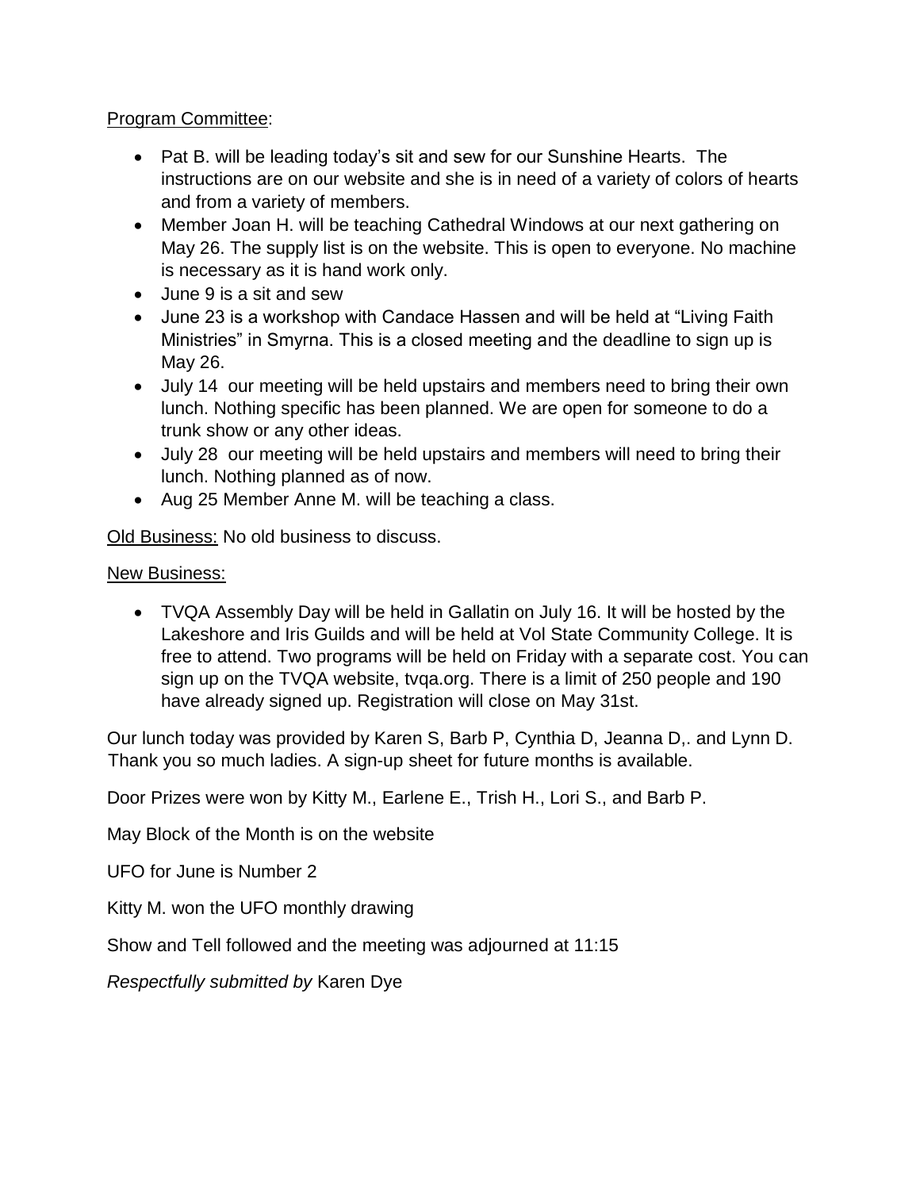Program Committee:

- Pat B. will be leading today's sit and sew for our Sunshine Hearts. The instructions are on our website and she is in need of a variety of colors of hearts and from a variety of members.
- Member Joan H. will be teaching Cathedral Windows at our next gathering on May 26. The supply list is on the website. This is open to everyone. No machine is necessary as it is hand work only.
- June 9 is a sit and sew
- June 23 is a workshop with Candace Hassen and will be held at "Living Faith Ministries" in Smyrna. This is a closed meeting and the deadline to sign up is May 26.
- July 14 our meeting will be held upstairs and members need to bring their own lunch. Nothing specific has been planned. We are open for someone to do a trunk show or any other ideas.
- July 28 our meeting will be held upstairs and members will need to bring their lunch. Nothing planned as of now.
- Aug 25 Member Anne M. will be teaching a class.

Old Business: No old business to discuss.

New Business:

- TVQA Assembly Day will be held in Gallatin on July 16. It will be hosted by the Lakeshore and Iris Guilds and will be held at Vol State Community College. It is free to attend. Two programs will be held on Friday with a separate cost. You can sign up on the TVQA website, tvqa.org. There is a limit of 250 people and 190 have already signed up. Registration will close on May 31st.

Our lunch today was provided by Karen S, Barb P, Cynthia D, Jeanna D,. and Lynn D. Thank you so much ladies. A sign-up sheet for future months is available.

Door Prizes were won by Kitty M., Earlene E., Trish H., Lori S., and Barb P.

May Block of the Month is on the website

UFO for June is Number 2

Kitty M. won the UFO monthly drawing

Show and Tell followed and the meeting was adjourned at 11:15

*Respectfully submitted by* Karen Dye